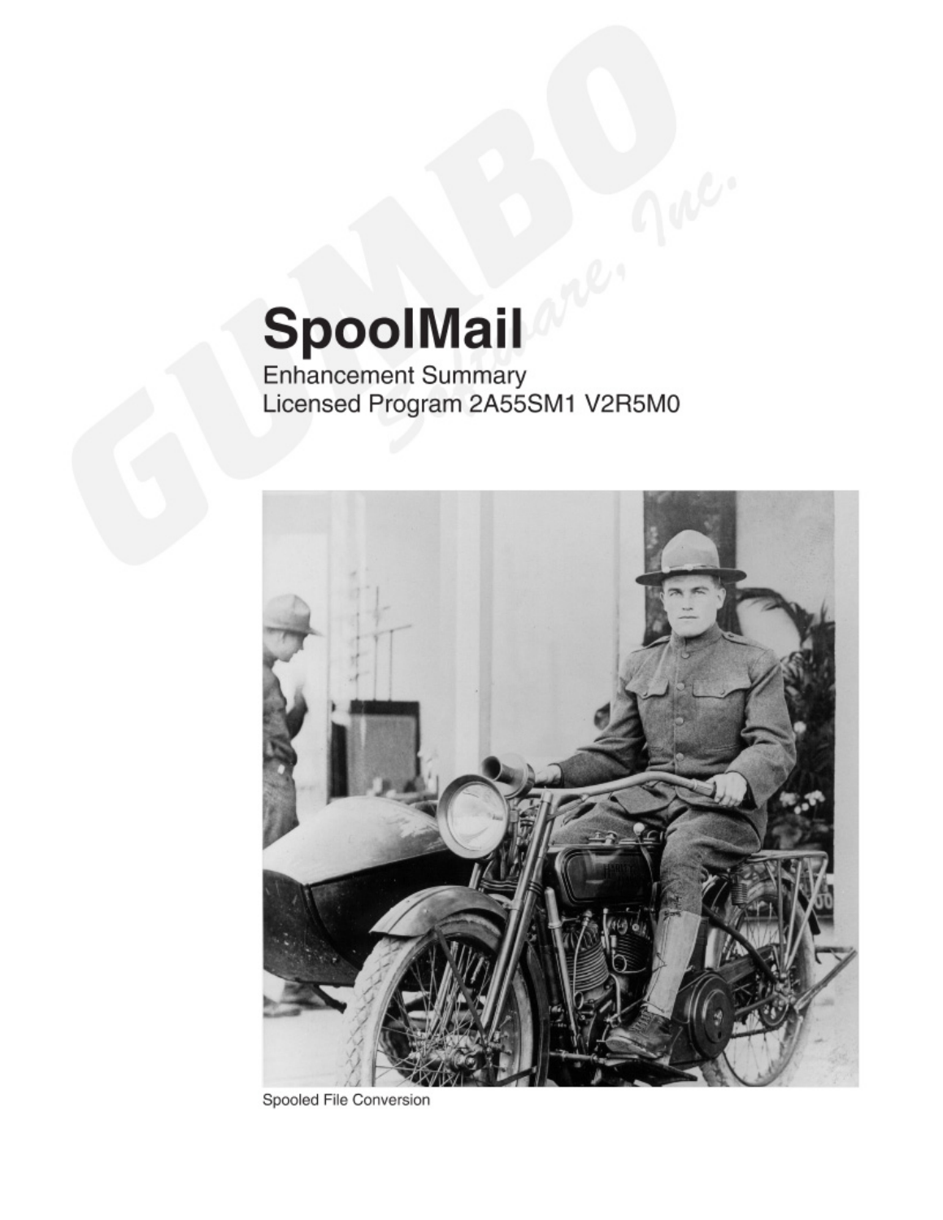# SpoolMail

Enhancement Summary
Licensed Program 2A55SM1 V2R5M0

Spooled File Conversion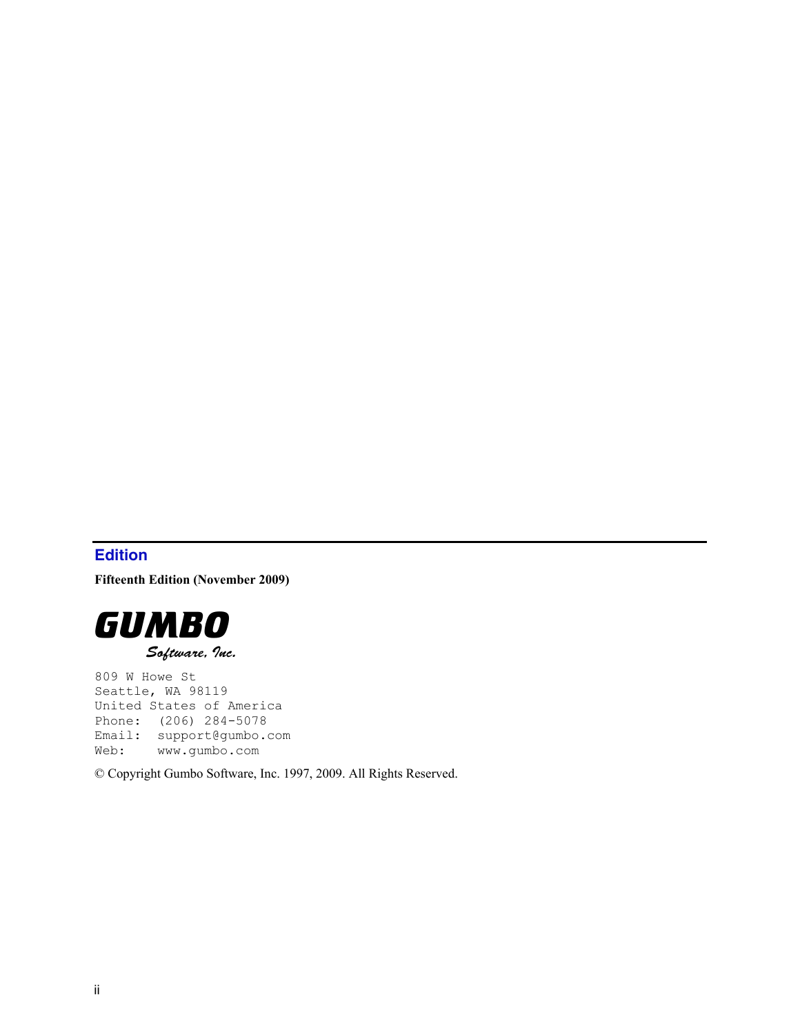## Edition

**Fifteenth Edition (November 2009)**

**GUMBO**

*Software, Inc.*

```
809 W Howe St
Seattle, WA 98119
United States of America
Phone:  (206) 284-5078
Email:  support@gumbo.com
Web:    www.gumbo.com
```

© Copyright Gumbo Software, Inc. 1997, 2009. All Rights Reserved.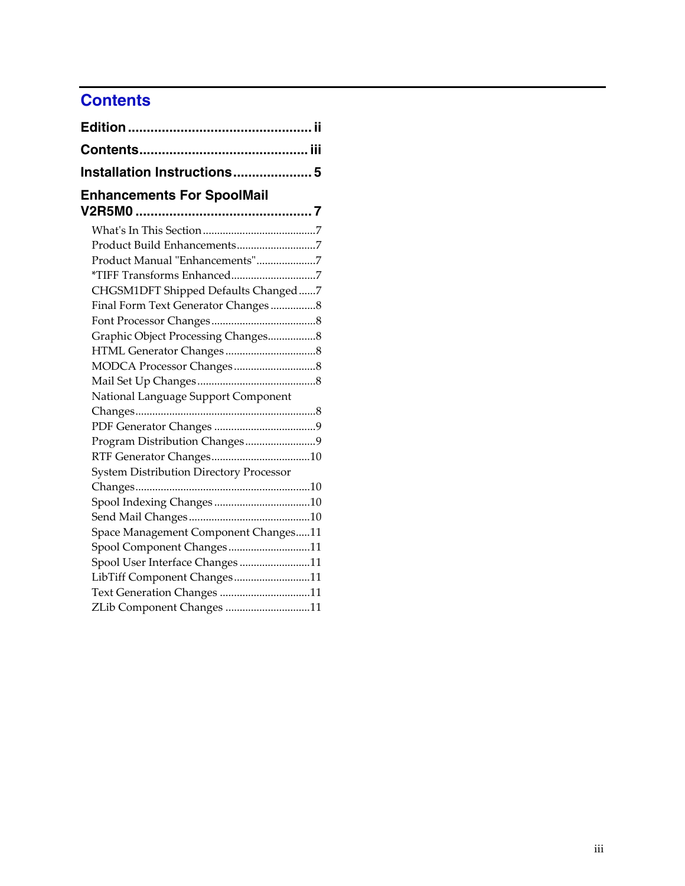# Contents

**Edition ................................................ ii**

**Contents............................................ iii**

**Installation Instructions..................... 5**

**Enhancements For SpoolMail V2R5M0 ............................................... 7**

- What's In This Section........................................7
- Product Build Enhancements............................7
- Product Manual "Enhancements".....................7
- *TIFF Transforms Enhanced..............................7
- CHGSM1DFT Shipped Defaults Changed......7
- Final Form Text Generator Changes ................8
- Font Processor Changes.....................................8
- Graphic Object Processing Changes.................8
- HTML Generator Changes................................8
- MODCA Processor Changes.............................8
- Mail Set Up Changes..........................................8
- National Language Support Component Changes................................................................8
- PDF Generator Changes ....................................9
- Program Distribution Changes.........................9
- RTF Generator Changes...................................10
- System Distribution Directory Processor Changes.............................................................10
- Spool Indexing Changes ..................................10
- Send Mail Changes...........................................10
- Space Management Component Changes.....11
- Spool Component Changes.............................11
- Spool User Interface Changes .........................11
- LibTiff Component Changes...........................11
- Text Generation Changes ................................11
- ZLib Component Changes ..............................11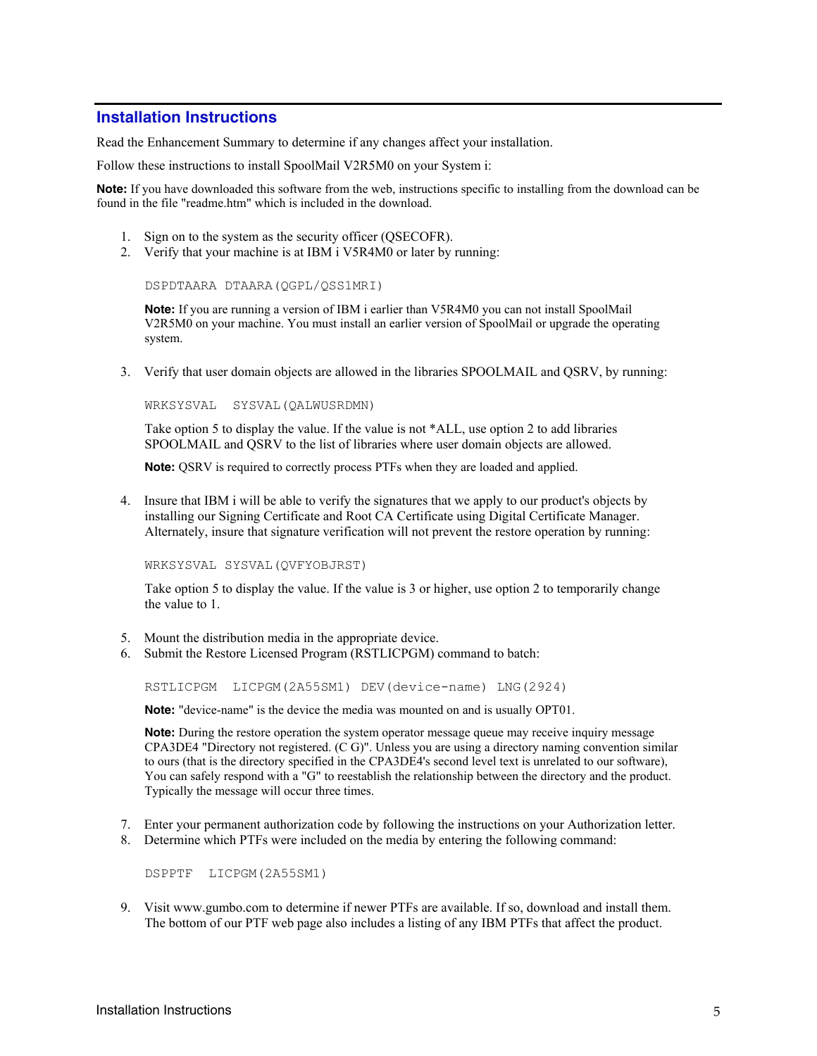## Installation Instructions

Read the Enhancement Summary to determine if any changes affect your installation.

Follow these instructions to install SpoolMail V2R5M0 on your System i:

**Note:** If you have downloaded this software from the web, instructions specific to installing from the download can be found in the file "readme.htm" which is included in the download.

1. Sign on to the system as the security officer (QSECOFR).
2. Verify that your machine is at IBM i V5R4M0 or later by running:

   ```
   DSPDTAARA DTAARA(QGPL/QSS1MRI)
   ```

   **Note:** If you are running a version of IBM i earlier than V5R4M0 you can not install SpoolMail V2R5M0 on your machine. You must install an earlier version of SpoolMail or upgrade the operating system.

3. Verify that user domain objects are allowed in the libraries SPOOLMAIL and QSRV, by running:

   ```
   WRKSYSVAL  SYSVAL(QALWUSRDMN)
   ```

   Take option 5 to display the value. If the value is not *ALL, use option 2 to add libraries SPOOLMAIL and QSRV to the list of libraries where user domain objects are allowed.

   **Note:** QSRV is required to correctly process PTFs when they are loaded and applied.

4. Insure that IBM i will be able to verify the signatures that we apply to our product's objects by installing our Signing Certificate and Root CA Certificate using Digital Certificate Manager. Alternately, insure that signature verification will not prevent the restore operation by running:

   ```
   WRKSYSVAL SYSVAL(QVFYOBJRST)
   ```

   Take option 5 to display the value. If the value is 3 or higher, use option 2 to temporarily change the value to 1.

5. Mount the distribution media in the appropriate device.
6. Submit the Restore Licensed Program (RSTLICPGM) command to batch:

   ```
   RSTLICPGM  LICPGM(2A55SM1) DEV(device-name) LNG(2924)
   ```

   **Note:** "device-name" is the device the media was mounted on and is usually OPT01.

   **Note:** During the restore operation the system operator message queue may receive inquiry message CPA3DE4 "Directory not registered. (C G)". Unless you are using a directory naming convention similar to ours (that is the directory specified in the CPA3DE4's second level text is unrelated to our software), You can safely respond with a "G" to reestablish the relationship between the directory and the product. Typically the message will occur three times.

7. Enter your permanent authorization code by following the instructions on your Authorization letter.
8. Determine which PTFs were included on the media by entering the following command:

   ```
   DSPPTF  LICPGM(2A55SM1)
   ```

9. Visit www.gumbo.com to determine if newer PTFs are available. If so, download and install them. The bottom of our PTF web page also includes a listing of any IBM PTFs that affect the product.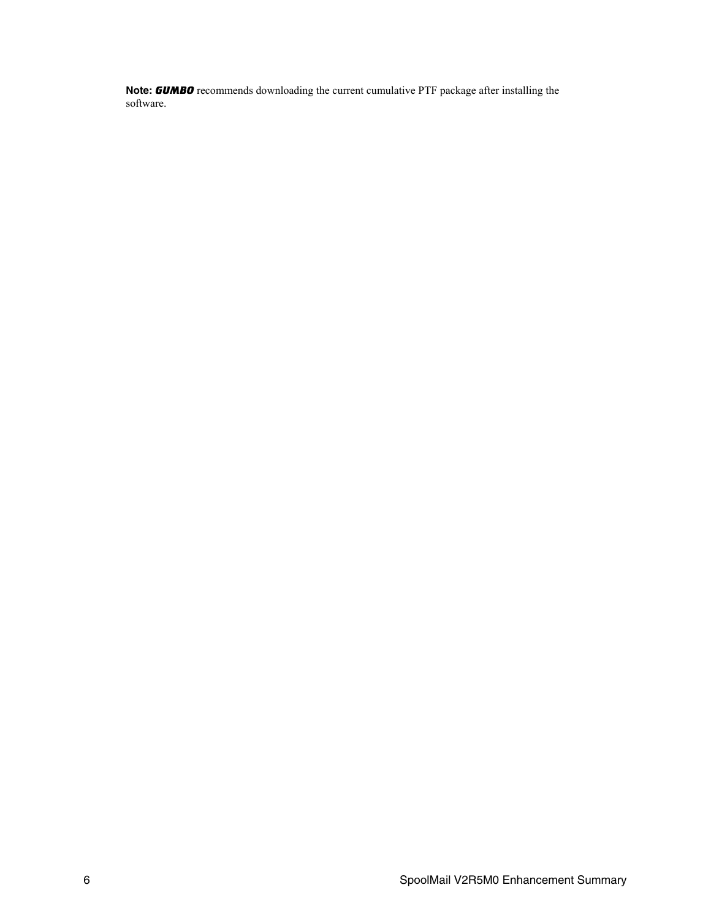**Note:** ***GUMBO*** recommends downloading the current cumulative PTF package after installing the software.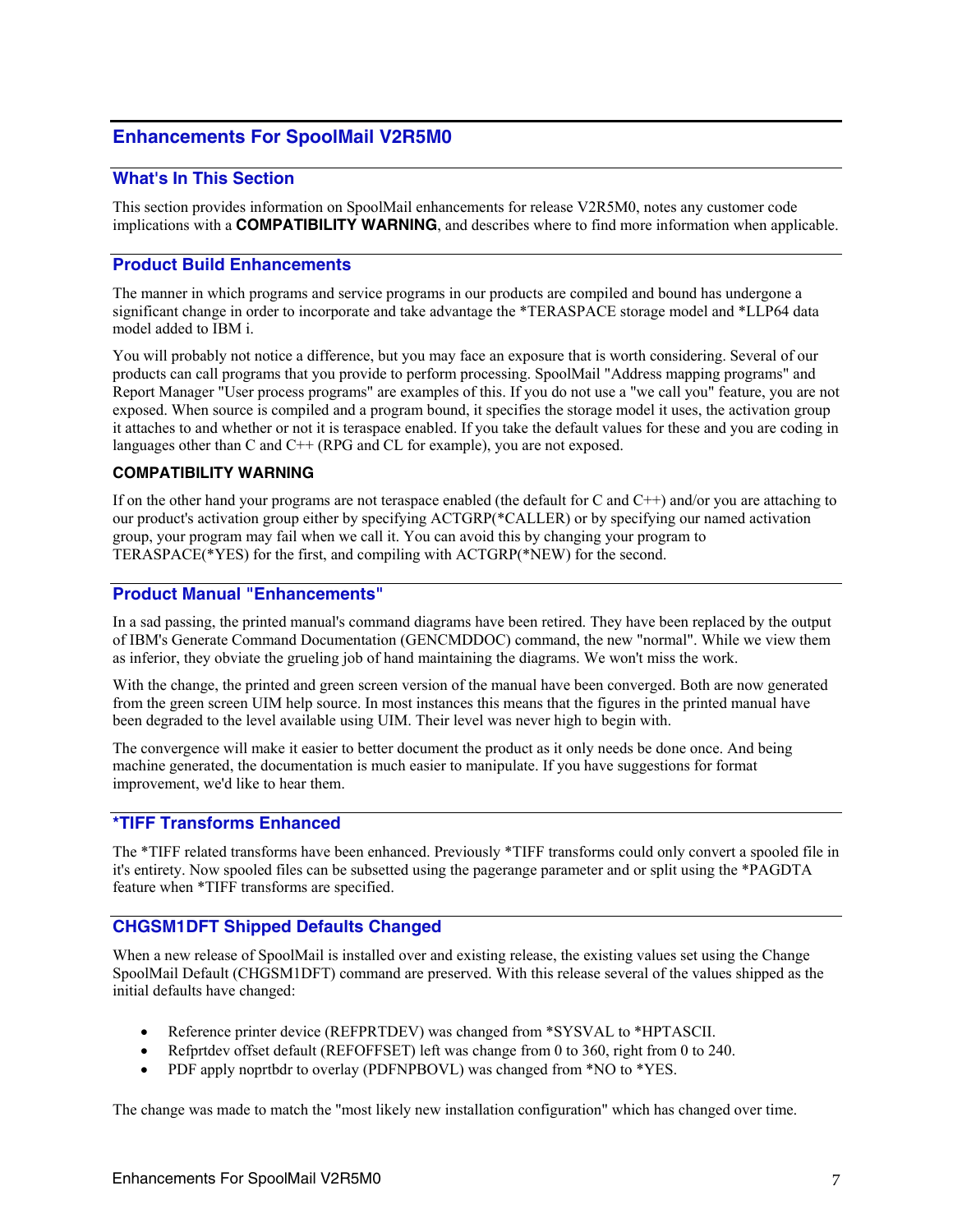# Enhancements For SpoolMail V2R5M0

## What's In This Section

This section provides information on SpoolMail enhancements for release V2R5M0, notes any customer code implications with a **COMPATIBILITY WARNING**, and describes where to find more information when applicable.

## Product Build Enhancements

The manner in which programs and service programs in our products are compiled and bound has undergone a significant change in order to incorporate and take advantage the *TERASPACE storage model and *LLP64 data model added to IBM i.

You will probably not notice a difference, but you may face an exposure that is worth considering. Several of our products can call programs that you provide to perform processing. SpoolMail "Address mapping programs" and Report Manager "User process programs" are examples of this. If you do not use a "we call you" feature, you are not exposed. When source is compiled and a program bound, it specifies the storage model it uses, the activation group it attaches to and whether or not it is teraspace enabled. If you take the default values for these and you are coding in languages other than C and C++ (RPG and CL for example), you are not exposed.

**COMPATIBILITY WARNING**

If on the other hand your programs are not teraspace enabled (the default for C and C++) and/or you are attaching to our product's activation group either by specifying ACTGRP(*CALLER) or by specifying our named activation group, your program may fail when we call it. You can avoid this by changing your program to TERASPACE(*YES) for the first, and compiling with ACTGRP(*NEW) for the second.

## Product Manual "Enhancements"

In a sad passing, the printed manual's command diagrams have been retired. They have been replaced by the output of IBM's Generate Command Documentation (GENCMDDOC) command, the new "normal". While we view them as inferior, they obviate the grueling job of hand maintaining the diagrams. We won't miss the work.

With the change, the printed and green screen version of the manual have been converged. Both are now generated from the green screen UIM help source. In most instances this means that the figures in the printed manual have been degraded to the level available using UIM. Their level was never high to begin with.

The convergence will make it easier to better document the product as it only needs be done once. And being machine generated, the documentation is much easier to manipulate. If you have suggestions for format improvement, we'd like to hear them.

## *TIFF Transforms Enhanced

The *TIFF related transforms have been enhanced. Previously *TIFF transforms could only convert a spooled file in it's entirety. Now spooled files can be subsetted using the pagerange parameter and or split using the *PAGDTA feature when *TIFF transforms are specified.

## CHGSM1DFT Shipped Defaults Changed

When a new release of SpoolMail is installed over and existing release, the existing values set using the Change SpoolMail Default (CHGSM1DFT) command are preserved. With this release several of the values shipped as the initial defaults have changed:

- Reference printer device (REFPRTDEV) was changed from *SYSVAL to *HPTASCII.
- Refprtdev offset default (REFOFFSET) left was change from 0 to 360, right from 0 to 240.
- PDF apply noprtbdr to overlay (PDFNPBOVL) was changed from *NO to *YES.

The change was made to match the "most likely new installation configuration" which has changed over time.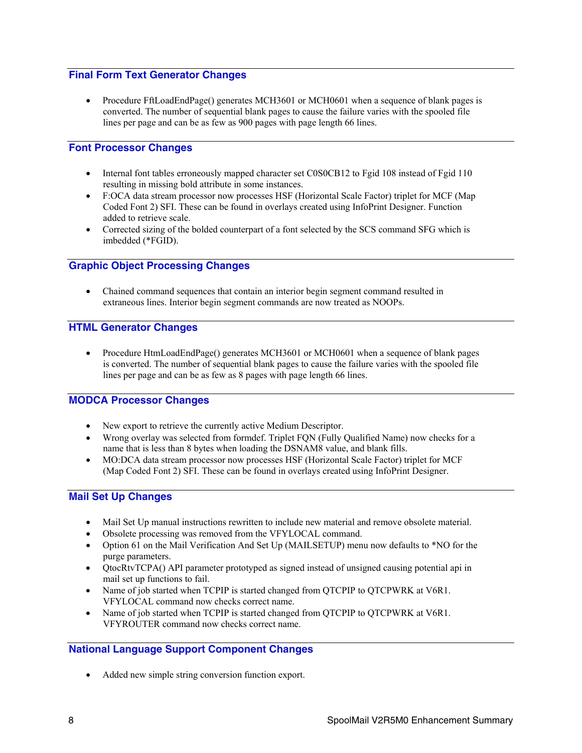## Final Form Text Generator Changes

- Procedure FftLoadEndPage() generates MCH3601 or MCH0601 when a sequence of blank pages is converted. The number of sequential blank pages to cause the failure varies with the spooled file lines per page and can be as few as 900 pages with page length 66 lines.

## Font Processor Changes

- Internal font tables erroneously mapped character set C0S0CB12 to Fgid 108 instead of Fgid 110 resulting in missing bold attribute in some instances.
- F:OCA data stream processor now processes HSF (Horizontal Scale Factor) triplet for MCF (Map Coded Font 2) SFI. These can be found in overlays created using InfoPrint Designer. Function added to retrieve scale.
- Corrected sizing of the bolded counterpart of a font selected by the SCS command SFG which is imbedded (*FGID).

## Graphic Object Processing Changes

- Chained command sequences that contain an interior begin segment command resulted in extraneous lines. Interior begin segment commands are now treated as NOOPs.

## HTML Generator Changes

- Procedure HtmLoadEndPage() generates MCH3601 or MCH0601 when a sequence of blank pages is converted. The number of sequential blank pages to cause the failure varies with the spooled file lines per page and can be as few as 8 pages with page length 66 lines.

## MODCA Processor Changes

- New export to retrieve the currently active Medium Descriptor.
- Wrong overlay was selected from formdef. Triplet FQN (Fully Qualified Name) now checks for a name that is less than 8 bytes when loading the DSNAM8 value, and blank fills.
- MO:DCA data stream processor now processes HSF (Horizontal Scale Factor) triplet for MCF (Map Coded Font 2) SFI. These can be found in overlays created using InfoPrint Designer.

## Mail Set Up Changes

- Mail Set Up manual instructions rewritten to include new material and remove obsolete material.
- Obsolete processing was removed from the VFYLOCAL command.
- Option 61 on the Mail Verification And Set Up (MAILSETUP) menu now defaults to *NO for the purge parameters.
- QtocRtvTCPA() API parameter prototyped as signed instead of unsigned causing potential api in mail set up functions to fail.
- Name of job started when TCPIP is started changed from QTCPIP to QTCPWRK at V6R1. VFYLOCAL command now checks correct name.
- Name of job started when TCPIP is started changed from QTCPIP to QTCPWRK at V6R1. VFYROUTER command now checks correct name.

## National Language Support Component Changes

- Added new simple string conversion function export.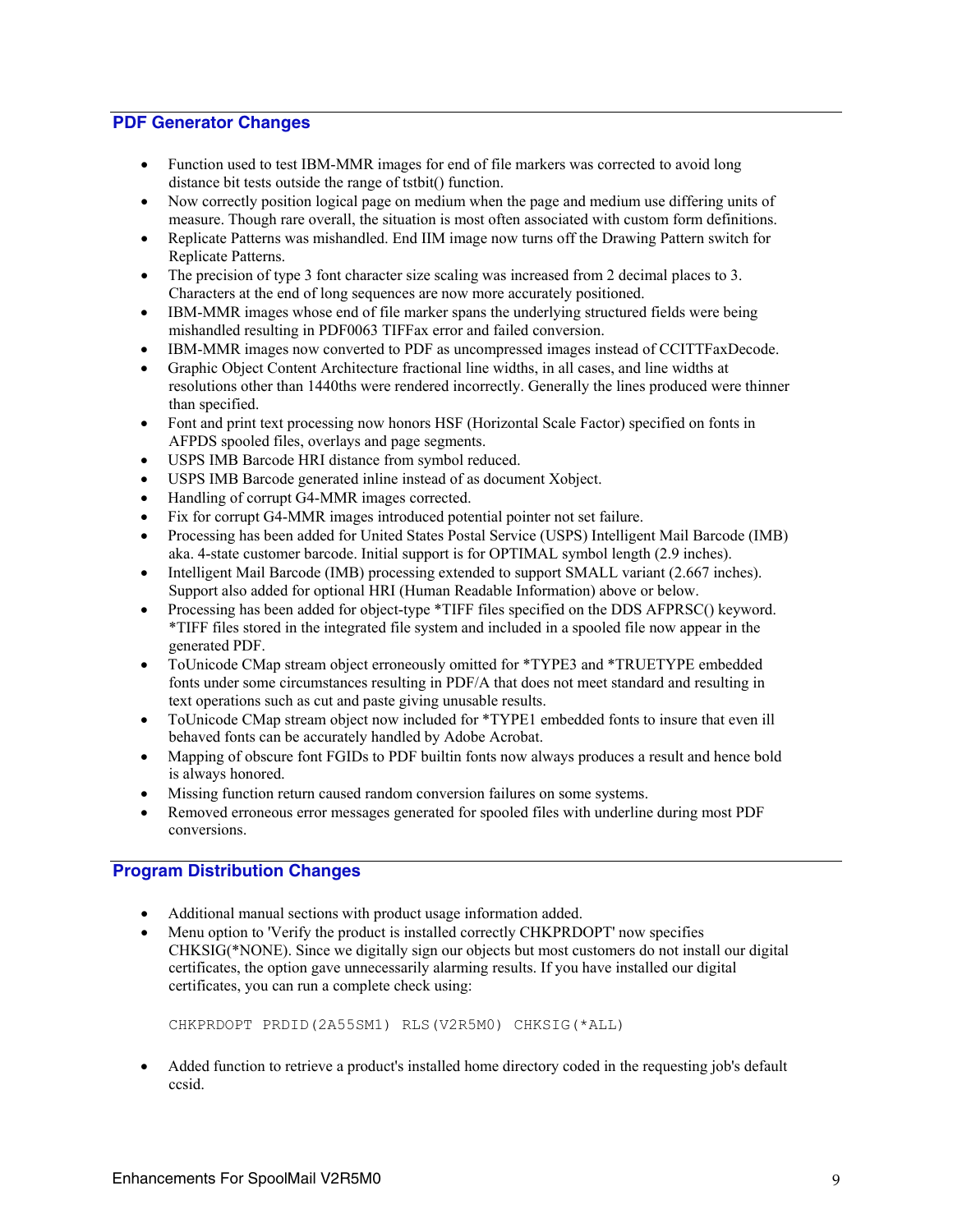## PDF Generator Changes

- Function used to test IBM-MMR images for end of file markers was corrected to avoid long distance bit tests outside the range of tstbit() function.
- Now correctly position logical page on medium when the page and medium use differing units of measure. Though rare overall, the situation is most often associated with custom form definitions.
- Replicate Patterns was mishandled. End IIM image now turns off the Drawing Pattern switch for Replicate Patterns.
- The precision of type 3 font character size scaling was increased from 2 decimal places to 3. Characters at the end of long sequences are now more accurately positioned.
- IBM-MMR images whose end of file marker spans the underlying structured fields were being mishandled resulting in PDF0063 TIFFax error and failed conversion.
- IBM-MMR images now converted to PDF as uncompressed images instead of CCITTFaxDecode.
- Graphic Object Content Architecture fractional line widths, in all cases, and line widths at resolutions other than 1440ths were rendered incorrectly. Generally the lines produced were thinner than specified.
- Font and print text processing now honors HSF (Horizontal Scale Factor) specified on fonts in AFPDS spooled files, overlays and page segments.
- USPS IMB Barcode HRI distance from symbol reduced.
- USPS IMB Barcode generated inline instead of as document Xobject.
- Handling of corrupt G4-MMR images corrected.
- Fix for corrupt G4-MMR images introduced potential pointer not set failure.
- Processing has been added for United States Postal Service (USPS) Intelligent Mail Barcode (IMB) aka. 4-state customer barcode. Initial support is for OPTIMAL symbol length (2.9 inches).
- Intelligent Mail Barcode (IMB) processing extended to support SMALL variant (2.667 inches). Support also added for optional HRI (Human Readable Information) above or below.
- Processing has been added for object-type *TIFF files specified on the DDS AFPRSC() keyword. *TIFF files stored in the integrated file system and included in a spooled file now appear in the generated PDF.
- ToUnicode CMap stream object erroneously omitted for *TYPE3 and *TRUETYPE embedded fonts under some circumstances resulting in PDF/A that does not meet standard and resulting in text operations such as cut and paste giving unusable results.
- ToUnicode CMap stream object now included for *TYPE1 embedded fonts to insure that even ill behaved fonts can be accurately handled by Adobe Acrobat.
- Mapping of obscure font FGIDs to PDF builtin fonts now always produces a result and hence bold is always honored.
- Missing function return caused random conversion failures on some systems.
- Removed erroneous error messages generated for spooled files with underline during most PDF conversions.

## Program Distribution Changes

- Additional manual sections with product usage information added.
- Menu option to 'Verify the product is installed correctly CHKPRDOPT' now specifies CHKSIG(*NONE). Since we digitally sign our objects but most customers do not install our digital certificates, the option gave unnecessarily alarming results. If you have installed our digital certificates, you can run a complete check using:

```
CHKPRDOPT PRDID(2A55SM1) RLS(V2R5M0) CHKSIG(*ALL)
```

- Added function to retrieve a product's installed home directory coded in the requesting job's default ccsid.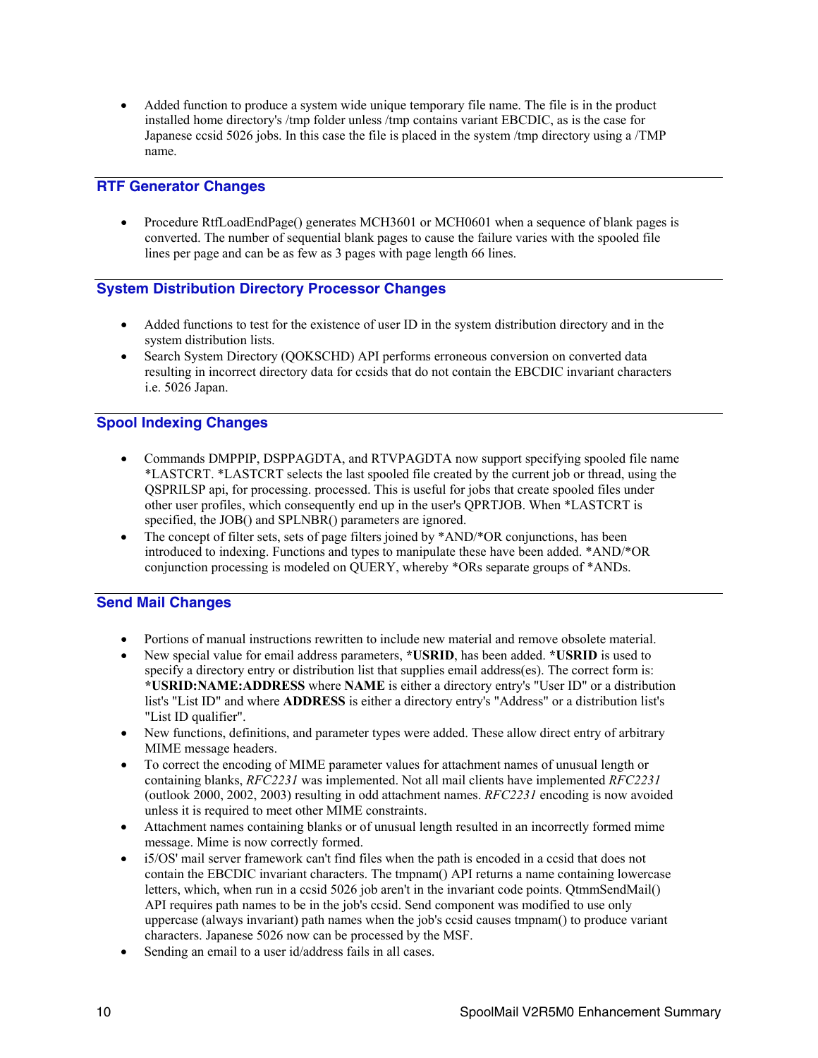- Added function to produce a system wide unique temporary file name. The file is in the product installed home directory's /tmp folder unless /tmp contains variant EBCDIC, as is the case for Japanese ccsid 5026 jobs. In this case the file is placed in the system /tmp directory using a /TMP name.

## RTF Generator Changes

- Procedure RtfLoadEndPage() generates MCH3601 or MCH0601 when a sequence of blank pages is converted. The number of sequential blank pages to cause the failure varies with the spooled file lines per page and can be as few as 3 pages with page length 66 lines.

## System Distribution Directory Processor Changes

- Added functions to test for the existence of user ID in the system distribution directory and in the system distribution lists.
- Search System Directory (QOKSCHD) API performs erroneous conversion on converted data resulting in incorrect directory data for ccsids that do not contain the EBCDIC invariant characters i.e. 5026 Japan.

## Spool Indexing Changes

- Commands DMPPIP, DSPPAGDTA, and RTVPAGDTA now support specifying spooled file name *LASTCRT. *LASTCRT selects the last spooled file created by the current job or thread, using the QSPRILSP api, for processing. processed. This is useful for jobs that create spooled files under other user profiles, which consequently end up in the user's QPRTJOB. When *LASTCRT is specified, the JOB() and SPLNBR() parameters are ignored.
- The concept of filter sets, sets of page filters joined by *AND/*OR conjunctions, has been introduced to indexing. Functions and types to manipulate these have been added. *AND/*OR conjunction processing is modeled on QUERY, whereby *ORs separate groups of *ANDs.

## Send Mail Changes

- Portions of manual instructions rewritten to include new material and remove obsolete material.
- New special value for email address parameters, **\*USRID**, has been added. **\*USRID** is used to specify a directory entry or distribution list that supplies email address(es). The correct form is: **\*USRID:NAME:ADDRESS** where **NAME** is either a directory entry's "User ID" or a distribution list's "List ID" and where **ADDRESS** is either a directory entry's "Address" or a distribution list's "List ID qualifier".
- New functions, definitions, and parameter types were added. These allow direct entry of arbitrary MIME message headers.
- To correct the encoding of MIME parameter values for attachment names of unusual length or containing blanks, *RFC2231* was implemented. Not all mail clients have implemented *RFC2231* (outlook 2000, 2002, 2003) resulting in odd attachment names. *RFC2231* encoding is now avoided unless it is required to meet other MIME constraints.
- Attachment names containing blanks or of unusual length resulted in an incorrectly formed mime message. Mime is now correctly formed.
- i5/OS' mail server framework can't find files when the path is encoded in a ccsid that does not contain the EBCDIC invariant characters. The tmpnam() API returns a name containing lowercase letters, which, when run in a ccsid 5026 job aren't in the invariant code points. QtmmSendMail() API requires path names to be in the job's ccsid. Send component was modified to use only uppercase (always invariant) path names when the job's ccsid causes tmpnam() to produce variant characters. Japanese 5026 now can be processed by the MSF.
- Sending an email to a user id/address fails in all cases.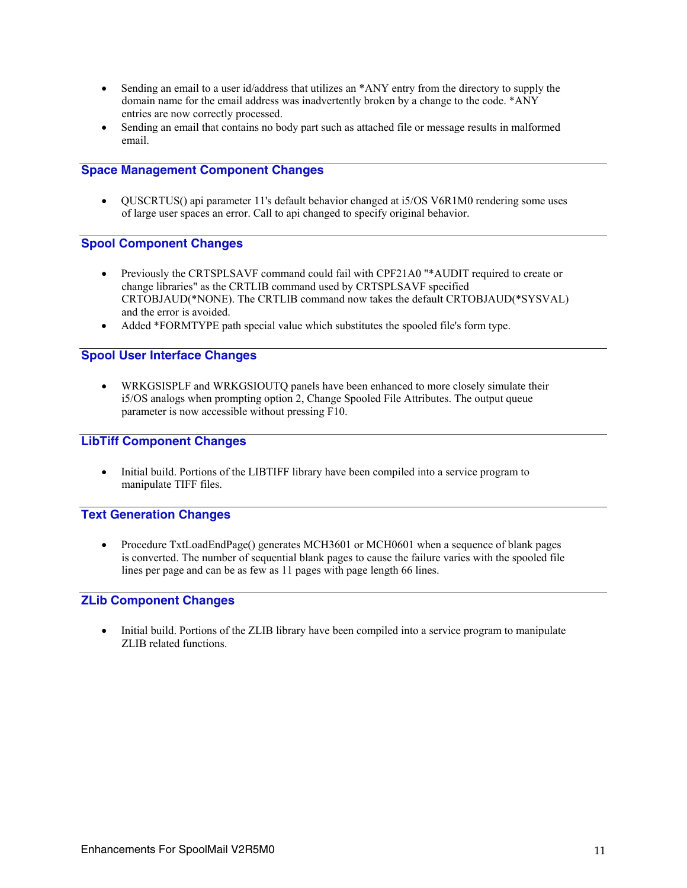- Sending an email to a user id/address that utilizes an *ANY entry from the directory to supply the domain name for the email address was inadvertently broken by a change to the code. *ANY entries are now correctly processed.
- Sending an email that contains no body part such as attached file or message results in malformed email.

## Space Management Component Changes

- QUSCRTUS() api parameter 11's default behavior changed at i5/OS V6R1M0 rendering some uses of large user spaces an error. Call to api changed to specify original behavior.

## Spool Component Changes

- Previously the CRTSPLSAVF command could fail with CPF21A0 "*AUDIT required to create or change libraries" as the CRTLIB command used by CRTSPLSAVF specified CRTOBJAUD(*NONE). The CRTLIB command now takes the default CRTOBJAUD(*SYSVAL) and the error is avoided.
- Added *FORMTYPE path special value which substitutes the spooled file's form type.

## Spool User Interface Changes

- WRKGSISPLF and WRKGSIOUTQ panels have been enhanced to more closely simulate their i5/OS analogs when prompting option 2, Change Spooled File Attributes. The output queue parameter is now accessible without pressing F10.

## LibTiff Component Changes

- Initial build. Portions of the LIBTIFF library have been compiled into a service program to manipulate TIFF files.

## Text Generation Changes

- Procedure TxtLoadEndPage() generates MCH3601 or MCH0601 when a sequence of blank pages is converted. The number of sequential blank pages to cause the failure varies with the spooled file lines per page and can be as few as 11 pages with page length 66 lines.

## ZLib Component Changes

- Initial build. Portions of the ZLIB library have been compiled into a service program to manipulate ZLIB related functions.